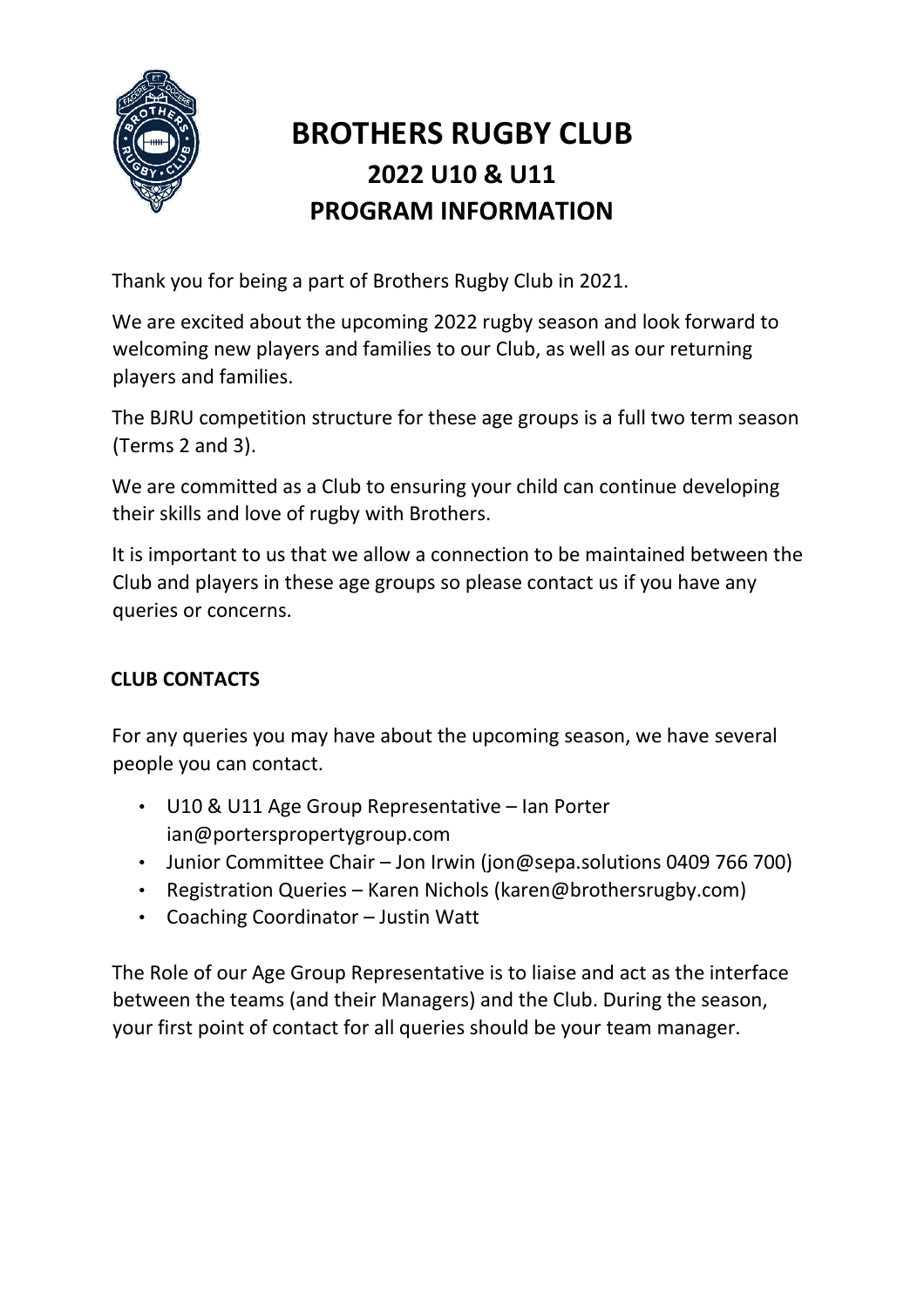# BROTHERS RUGBY CLUB
## 2022 U10 & U11
## PROGRAM INFORMATION

Thank you for being a part of Brothers Rugby Club in 2021.

We are excited about the upcoming 2022 rugby season and look forward to welcoming new players and families to our Club, as well as our returning players and families.

The BJRU competition structure for these age groups is a full two term season (Terms 2 and 3).

We are committed as a Club to ensuring your child can continue developing their skills and love of rugby with Brothers.

It is important to us that we allow a connection to be maintained between the Club and players in these age groups so please contact us if you have any queries or concerns.

### CLUB CONTACTS

For any queries you may have about the upcoming season, we have several people you can contact.

- U10 & U11 Age Group Representative – Ian Porter ian@porterspropertygroup.com
- Junior Committee Chair – Jon Irwin (jon@sepa.solutions 0409 766 700)
- Registration Queries – Karen Nichols (karen@brothersrugby.com)
- Coaching Coordinator – Justin Watt

The Role of our Age Group Representative is to liaise and act as the interface between the teams (and their Managers) and the Club. During the season, your first point of contact for all queries should be your team manager.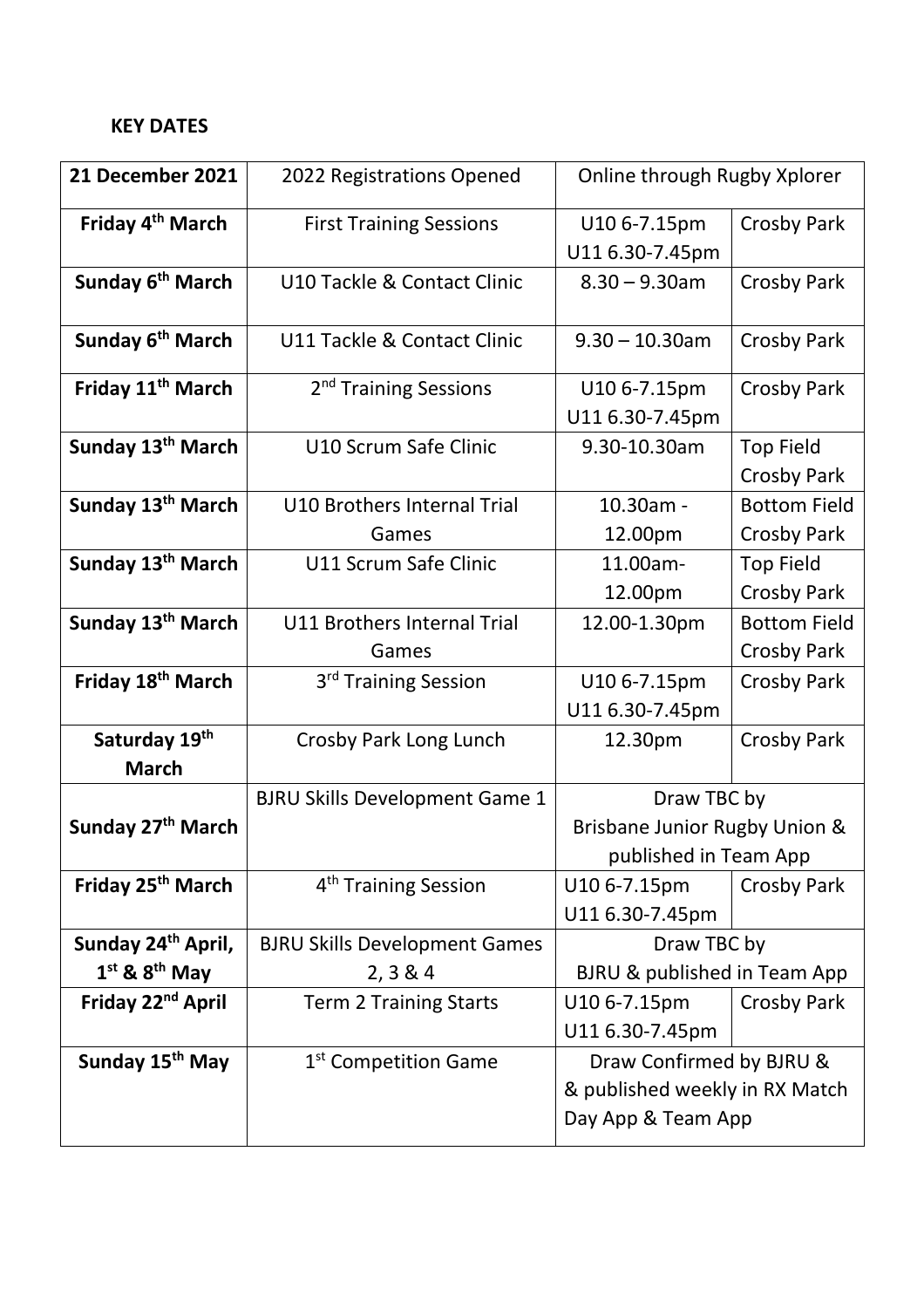**KEY DATES**

| | | | |
|---|---|---|---|
| **21 December 2021** | 2022 Registrations Opened | Online through Rugby Xplorer | |
| **Friday 4th March** | First Training Sessions | U10 6-7.15pm U11 6.30-7.45pm | Crosby Park |
| **Sunday 6th March** | U10 Tackle & Contact Clinic | 8.30 – 9.30am | Crosby Park |
| **Sunday 6th March** | U11 Tackle & Contact Clinic | 9.30 – 10.30am | Crosby Park |
| **Friday 11th March** | 2nd Training Sessions | U10 6-7.15pm U11 6.30-7.45pm | Crosby Park |
| **Sunday 13th March** | U10 Scrum Safe Clinic | 9.30-10.30am | Top Field Crosby Park |
| **Sunday 13th March** | U10 Brothers Internal Trial Games | 10.30am - 12.00pm | Bottom Field Crosby Park |
| **Sunday 13th March** | U11 Scrum Safe Clinic | 11.00am- 12.00pm | Top Field Crosby Park |
| **Sunday 13th March** | U11 Brothers Internal Trial Games | 12.00-1.30pm | Bottom Field Crosby Park |
| **Friday 18th March** | 3rd Training Session | U10 6-7.15pm U11 6.30-7.45pm | Crosby Park |
| **Saturday 19th March** | Crosby Park Long Lunch | 12.30pm | Crosby Park |
| **Sunday 27th March** | BJRU Skills Development Game 1 | Draw TBC by Brisbane Junior Rugby Union & published in Team App | |
| **Friday 25th March** | 4th Training Session | U10 6-7.15pm U11 6.30-7.45pm | Crosby Park |
| **Sunday 24th April, 1st & 8th May** | BJRU Skills Development Games 2, 3 & 4 | Draw TBC by BJRU & published in Team App | |
| **Friday 22nd April** | Term 2 Training Starts | U10 6-7.15pm U11 6.30-7.45pm | Crosby Park |
| **Sunday 15th May** | 1st Competition Game | Draw Confirmed by BJRU & & published weekly in RX Match Day App & Team App | |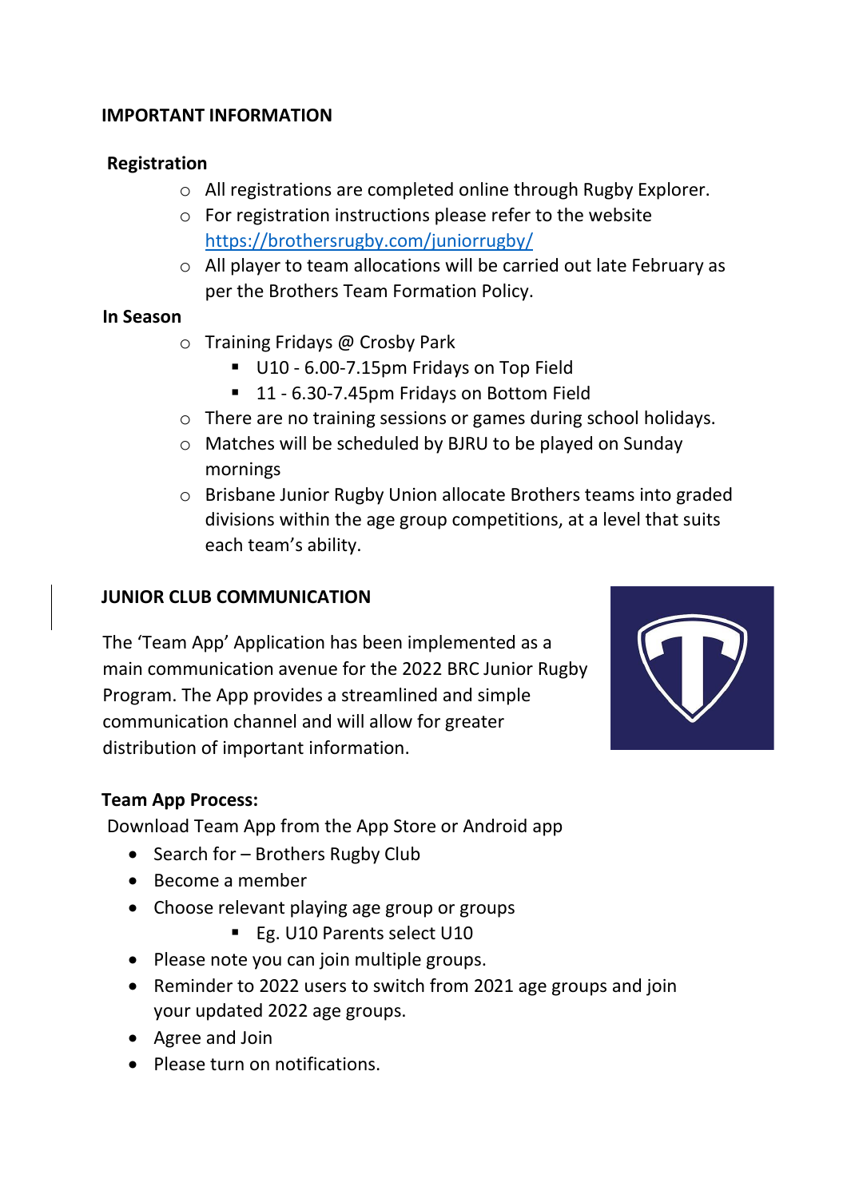**IMPORTANT INFORMATION**

**Registration**

- All registrations are completed online through Rugby Explorer.
- For registration instructions please refer to the website [https://brothersrugby.com/juniorrugby/](https://brothersrugby.com/juniorrugby/)
- All player to team allocations will be carried out late February as per the Brothers Team Formation Policy.

**In Season**

- Training Fridays @ Crosby Park
  - U10 - 6.00-7.15pm Fridays on Top Field
  - 11 - 6.30-7.45pm Fridays on Bottom Field
- There are no training sessions or games during school holidays.
- Matches will be scheduled by BJRU to be played on Sunday mornings
- Brisbane Junior Rugby Union allocate Brothers teams into graded divisions within the age group competitions, at a level that suits each team's ability.

**JUNIOR CLUB COMMUNICATION**

The 'Team App' Application has been implemented as a main communication avenue for the 2022 BRC Junior Rugby Program. The App provides a streamlined and simple communication channel and will allow for greater distribution of important information.

**Team App Process:**

Download Team App from the App Store or Android app

- Search for – Brothers Rugby Club
- Become a member
- Choose relevant playing age group or groups
  - Eg. U10 Parents select U10
- Please note you can join multiple groups.
- Reminder to 2022 users to switch from 2021 age groups and join your updated 2022 age groups.
- Agree and Join
- Please turn on notifications.